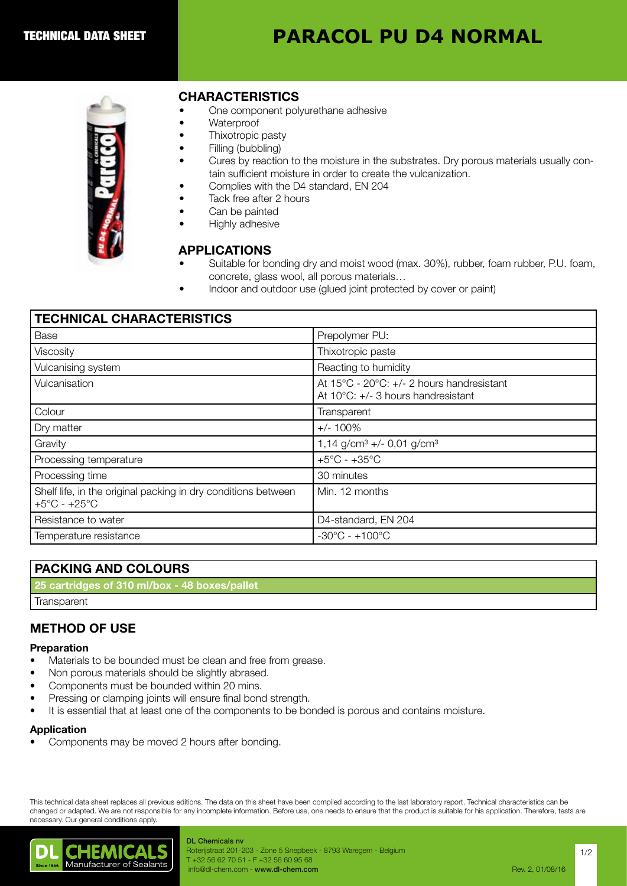TECHNICAL DATA SHEET

# PARACOL PU D4 NORMAL

## CHARACTERISTICS

- One component polyurethane adhesive
- Waterproof
- Thixotropic pasty
- Filling (bubbling)
- Cures by reaction to the moisture in the substrates. Dry porous materials usually contain sufficient moisture in order to create the vulcanization.
- Complies with the D4 standard, EN 204
- Tack free after 2 hours
- Can be painted
- Highly adhesive

## APPLICATIONS

- Suitable for bonding dry and moist wood (max. 30%), rubber, foam rubber, P.U. foam, concrete, glass wool, all porous materials…
- Indoor and outdoor use (glued joint protected by cover or paint)

| TECHNICAL CHARACTERISTICS | |
|---|---|
| Base | Prepolymer PU: |
| Viscosity | Thixotropic paste |
| Vulcanising system | Reacting to humidity |
| Vulcanisation | At 15°C - 20°C: +/- 2 hours handresistant<br>At 10°C: +/- 3 hours handresistant |
| Colour | Transparent |
| Dry matter | +/- 100% |
| Gravity | 1,14 g/cm³ +/- 0,01 g/cm³ |
| Processing temperature | +5°C - +35°C |
| Processing time | 30 minutes |
| Shelf life, in the original packing in dry conditions between +5°C - +25°C | Min. 12 months |
| Resistance to water | D4-standard, EN 204 |
| Temperature resistance | -30°C - +100°C |

| PACKING AND COLOURS |
|---|
| **25 cartridges of 310 ml/box - 48 boxes/pallet** |
| Transparent |

## METHOD OF USE

### Preparation

- Materials to be bounded must be clean and free from grease.
- Non porous materials should be slightly abrased.
- Components must be bounded within 20 mins.
- Pressing or clamping joints will ensure final bond strength.
- It is essential that at least one of the components to be bonded is porous and contains moisture.

### Application

- Components may be moved 2 hours after bonding.

This technical data sheet replaces all previous editions. The data on this sheet have been compiled according to the last laboratory report. Technical characteristics can be changed or adapted. We are not responsible for any incomplete information. Before use, one needs to ensure that the product is suitable for his application. Therefore, tests are necessary. Our general conditions apply.

DL CHEMICALS Manufacturer of Sealants

**DL Chemicals nv**
Roterijstraat 201-203 - Zone 5 Snepbeek - 8793 Waregem - Belgium
T +32 56 62 70 51 - F +32 56 60 95 68
info@dl-chem.com - **www.dl-chem.com**

Rev. 2, 01/08/16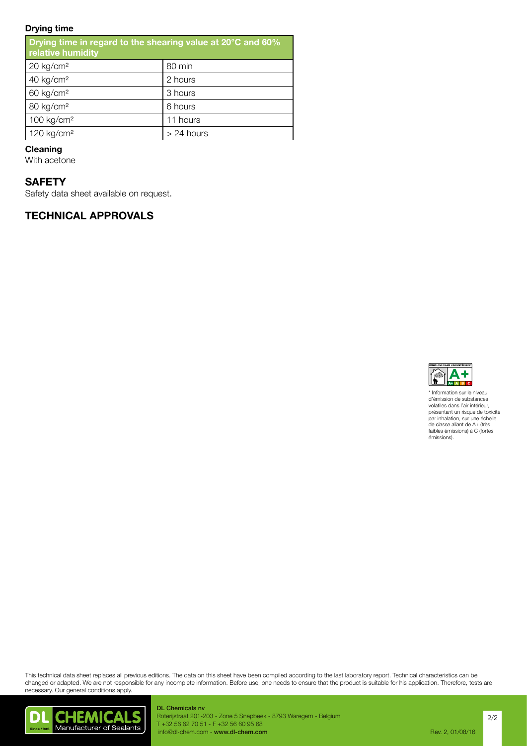### Drying time

| Drying time in regard to the shearing value at 20°C and 60% relative humidity | |
|---|---|
| 20 kg/cm² | 80 min |
| 40 kg/cm² | 2 hours |
| 60 kg/cm² | 3 hours |
| 80 kg/cm² | 6 hours |
| 100 kg/cm² | 11 hours |
| 120 kg/cm² | > 24 hours |

### Cleaning

With acetone

## SAFETY

Safety data sheet available on request.

## TECHNICAL APPROVALS

ÉMISSIONS DANS L'AIR INTÉRIEUR*
A+

* Information sur le niveau d'émission de substances volatiles dans l'air intérieur, présentant un risque de toxicité par inhalation, sur une échelle de classe allant de A+ (très faibles émissions) à C (fortes émissions).

This technical data sheet replaces all previous editions. The data on this sheet have been compiled according to the last laboratory report. Technical characteristics can be changed or adapted. We are not responsible for any incomplete information. Before use, one needs to ensure that the product is suitable for his application. Therefore, tests are necessary. Our general conditions apply.

DL CHEMICALS Since 1936 Manufacturer of Sealants

**DL Chemicals nv**
Roterijstraat 201-203 - Zone 5 Snepbeek - 8793 Waregem - Belgium
T +32 56 62 70 51 - F +32 56 60 95 68
info@dl-chem.com - **www.dl-chem.com**

Rev. 2, 01/08/16